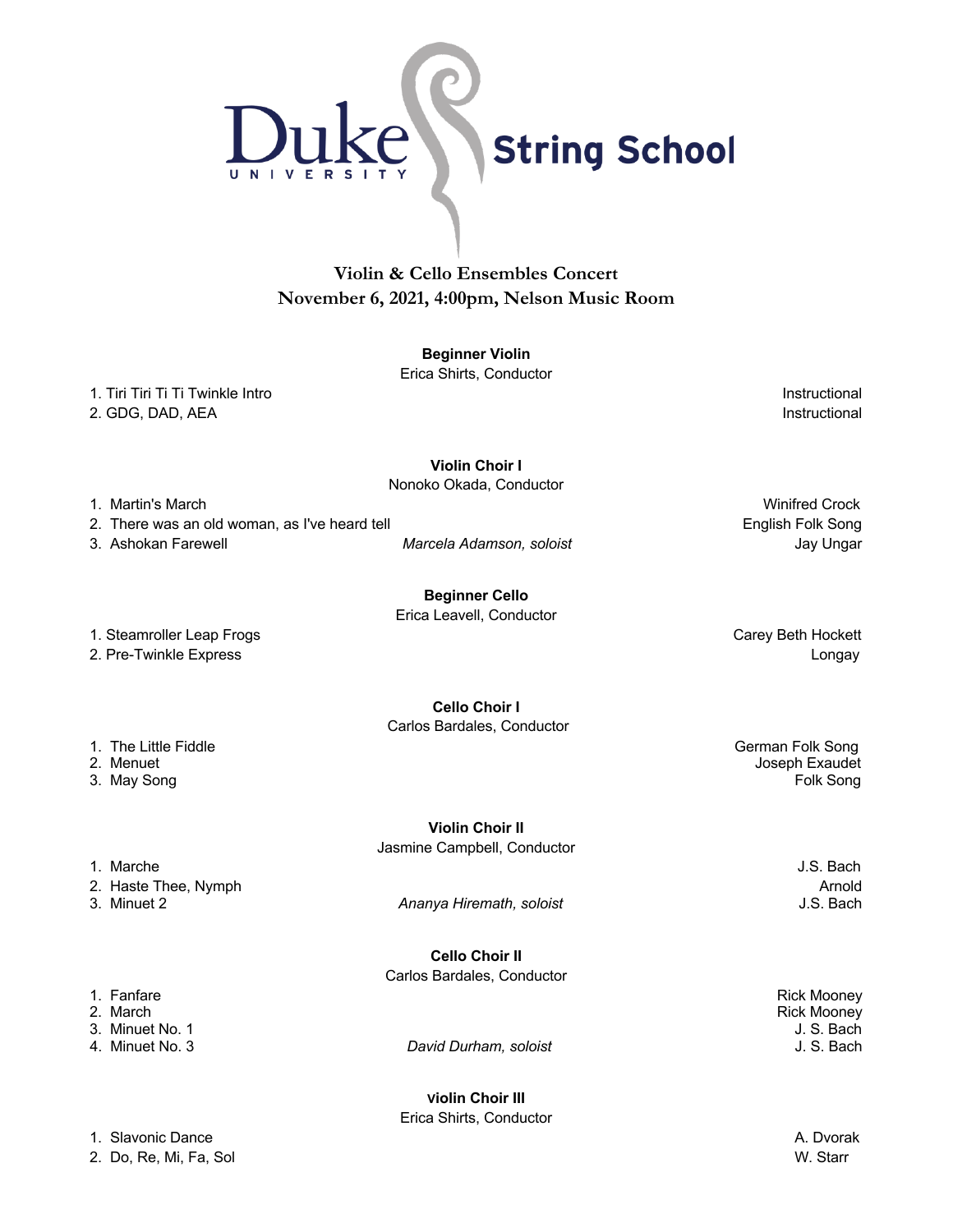# Duke University String School

## Violin & Cello Ensembles Concert
## November 6, 2021, 4:00pm, Nelson Music Room

### Beginner Violin

Erica Shirts, Conductor

1. Tiri Tiri Ti Ti Twinkle Intro — Instructional
2. GDG, DAD, AEA — Instructional

### Violin Choir I

Nonoko Okada, Conductor

1. Martin's March — Winifred Crock
2. There was an old woman, as I've heard tell — English Folk Song
3. Ashokan Farewell — *Marcela Adamson, soloist* — Jay Ungar

### Beginner Cello

Erica Leavell, Conductor

1. Steamroller Leap Frogs — Carey Beth Hockett
2. Pre-Twinkle Express — Longay

### Cello Choir I

Carlos Bardales, Conductor

1. The Little Fiddle — German Folk Song
2. Menuet — Joseph Exaudet
3. May Song — Folk Song

### Violin Choir II

Jasmine Campbell, Conductor

1. Marche — J.S. Bach
2. Haste Thee, Nymph — Arnold
3. Minuet 2 — *Ananya Hiremath, soloist* — J.S. Bach

### Cello Choir II

Carlos Bardales, Conductor

1. Fanfare — Rick Mooney
2. March — Rick Mooney
3. Minuet No. 1 — J. S. Bach
4. Minuet No. 3 — *David Durham, soloist* — J. S. Bach

### Violin Choir III

Erica Shirts, Conductor

1. Slavonic Dance — A. Dvorak
2. Do, Re, Mi, Fa, Sol — W. Starr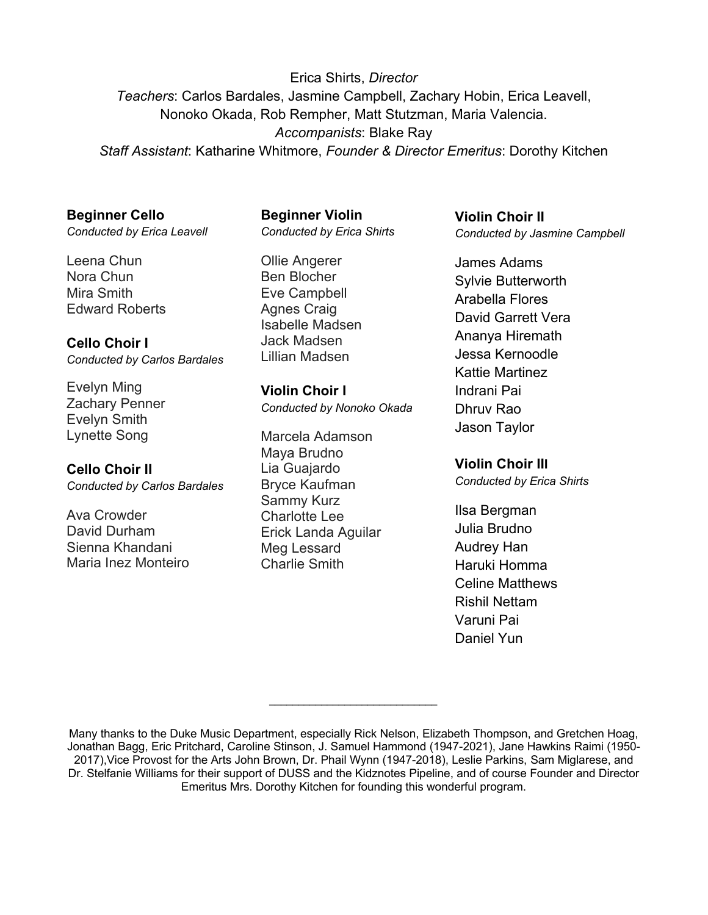Erica Shirts, *Director*

*Teachers*: Carlos Bardales, Jasmine Campbell, Zachary Hobin, Erica Leavell, Nonoko Okada, Rob Rempher, Matt Stutzman, Maria Valencia.

*Accompanists*: Blake Ray

*Staff Assistant*: Katharine Whitmore, *Founder & Director Emeritus*: Dorothy Kitchen

**Beginner Cello**
*Conducted by Erica Leavell*

Leena Chun
Nora Chun
Mira Smith
Edward Roberts

**Cello Choir I**
*Conducted by Carlos Bardales*

Evelyn Ming
Zachary Penner
Evelyn Smith
Lynette Song

**Cello Choir II**
*Conducted by Carlos Bardales*

Ava Crowder
David Durham
Sienna Khandani
Maria Inez Monteiro

**Beginner Violin**
*Conducted by Erica Shirts*

Ollie Angerer
Ben Blocher
Eve Campbell
Agnes Craig
Isabelle Madsen
Jack Madsen
Lillian Madsen

**Violin Choir I**
*Conducted by Nonoko Okada*

Marcela Adamson
Maya Brudno
Lia Guajardo
Bryce Kaufman
Sammy Kurz
Charlotte Lee
Erick Landa Aguilar
Meg Lessard
Charlie Smith

**Violin Choir II**
*Conducted by Jasmine Campbell*

James Adams
Sylvie Butterworth
Arabella Flores
David Garrett Vera
Ananya Hiremath
Jessa Kernoodle
Kattie Martinez
Indrani Pai
Dhruv Rao
Jason Taylor

**Violin Choir III**
*Conducted by Erica Shirts*

Ilsa Bergman
Julia Brudno
Audrey Han
Haruki Homma
Celine Matthews
Rishil Nettam
Varuni Pai
Daniel Yun

---

Many thanks to the Duke Music Department, especially Rick Nelson, Elizabeth Thompson, and Gretchen Hoag, Jonathan Bagg, Eric Pritchard, Caroline Stinson, J. Samuel Hammond (1947-2021), Jane Hawkins Raimi (1950-2017),Vice Provost for the Arts John Brown, Dr. Phail Wynn (1947-2018), Leslie Parkins, Sam Miglarese, and Dr. Stelfanie Williams for their support of DUSS and the Kidznotes Pipeline, and of course Founder and Director Emeritus Mrs. Dorothy Kitchen for founding this wonderful program.